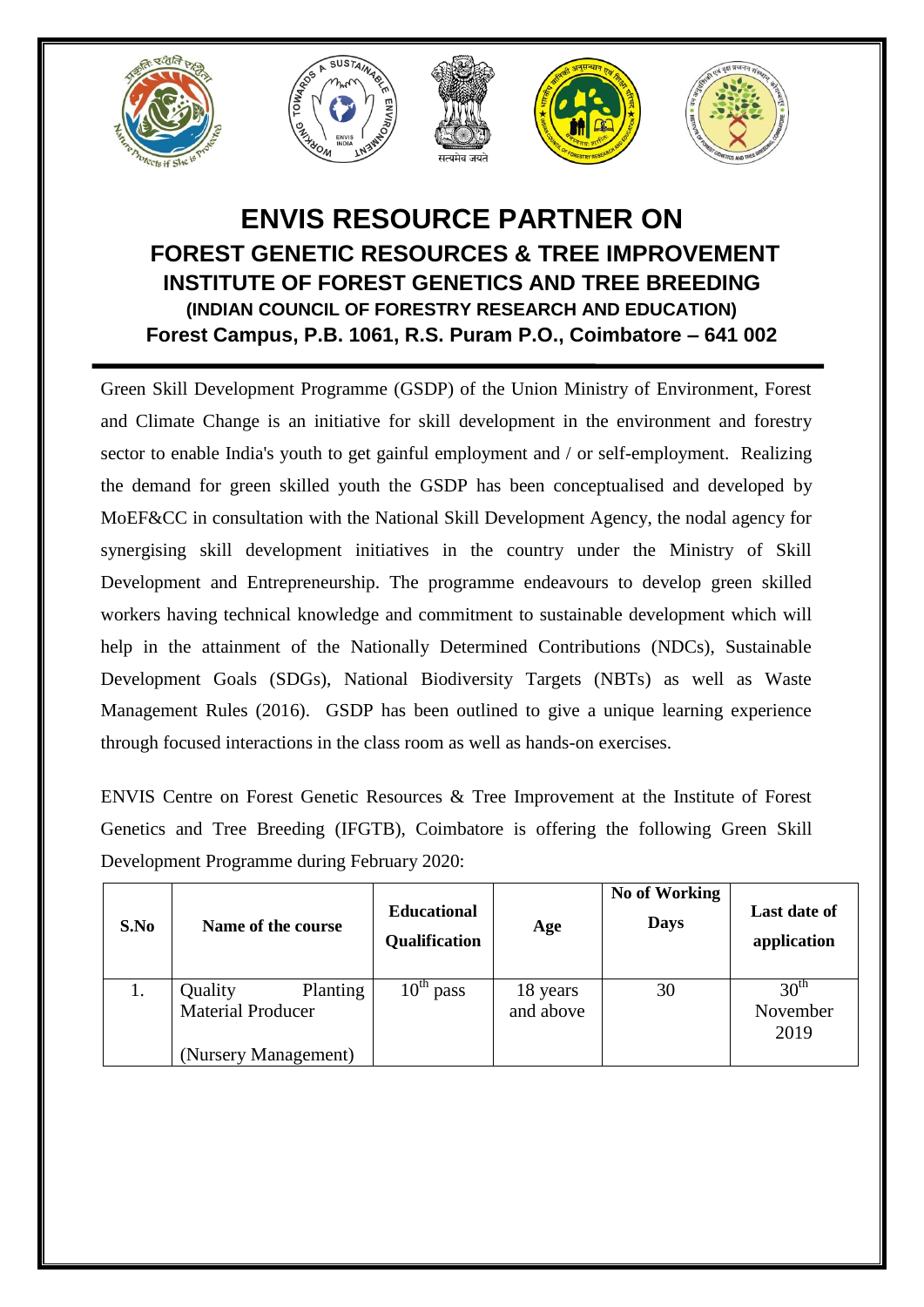# ENVIS RESOURCE PARTNER ON

## FOREST GENETIC RESOURCES & TREE IMPROVEMENT

## INSTITUTE OF FOREST GENETICS AND TREE BREEDING

### (INDIAN COUNCIL OF FORESTRY RESEARCH AND EDUCATION)

### Forest Campus, P.B. 1061, R.S. Puram P.O., Coimbatore – 641 002

Green Skill Development Programme (GSDP) of the Union Ministry of Environment, Forest and Climate Change is an initiative for skill development in the environment and forestry sector to enable India's youth to get gainful employment and / or self-employment. Realizing the demand for green skilled youth the GSDP has been conceptualised and developed by MoEF&CC in consultation with the National Skill Development Agency, the nodal agency for synergising skill development initiatives in the country under the Ministry of Skill Development and Entrepreneurship. The programme endeavours to develop green skilled workers having technical knowledge and commitment to sustainable development which will help in the attainment of the Nationally Determined Contributions (NDCs), Sustainable Development Goals (SDGs), National Biodiversity Targets (NBTs) as well as Waste Management Rules (2016). GSDP has been outlined to give a unique learning experience through focused interactions in the class room as well as hands-on exercises.

ENVIS Centre on Forest Genetic Resources & Tree Improvement at the Institute of Forest Genetics and Tree Breeding (IFGTB), Coimbatore is offering the following Green Skill Development Programme during February 2020:

| S.No | Name of the course | Educational Qualification | Age | No of Working Days | Last date of application |
|---|---|---|---|---|---|
| 1. | Quality Planting Material Producer (Nursery Management) | 10th pass | 18 years and above | 30 | 30th November 2019 |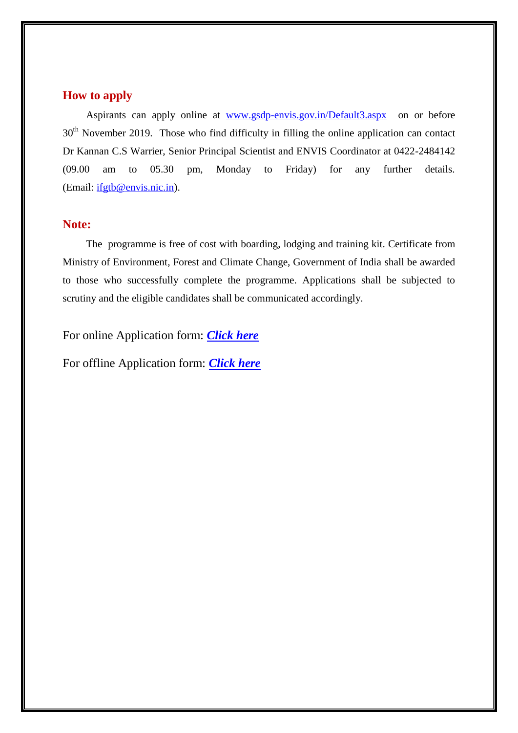## How to apply

Aspirants can apply online at www.gsdp-envis.gov.in/Default3.aspx on or before 30th November 2019. Those who find difficulty in filling the online application can contact Dr Kannan C.S Warrier, Senior Principal Scientist and ENVIS Coordinator at 0422-2484142 (09.00 am to 05.30 pm, Monday to Friday) for any further details. (Email: ifgtb@envis.nic.in).

## Note:

The programme is free of cost with boarding, lodging and training kit. Certificate from Ministry of Environment, Forest and Climate Change, Government of India shall be awarded to those who successfully complete the programme. Applications shall be subjected to scrutiny and the eligible candidates shall be communicated accordingly.

For online Application form: ***Click here***

For offline Application form: ***Click here***